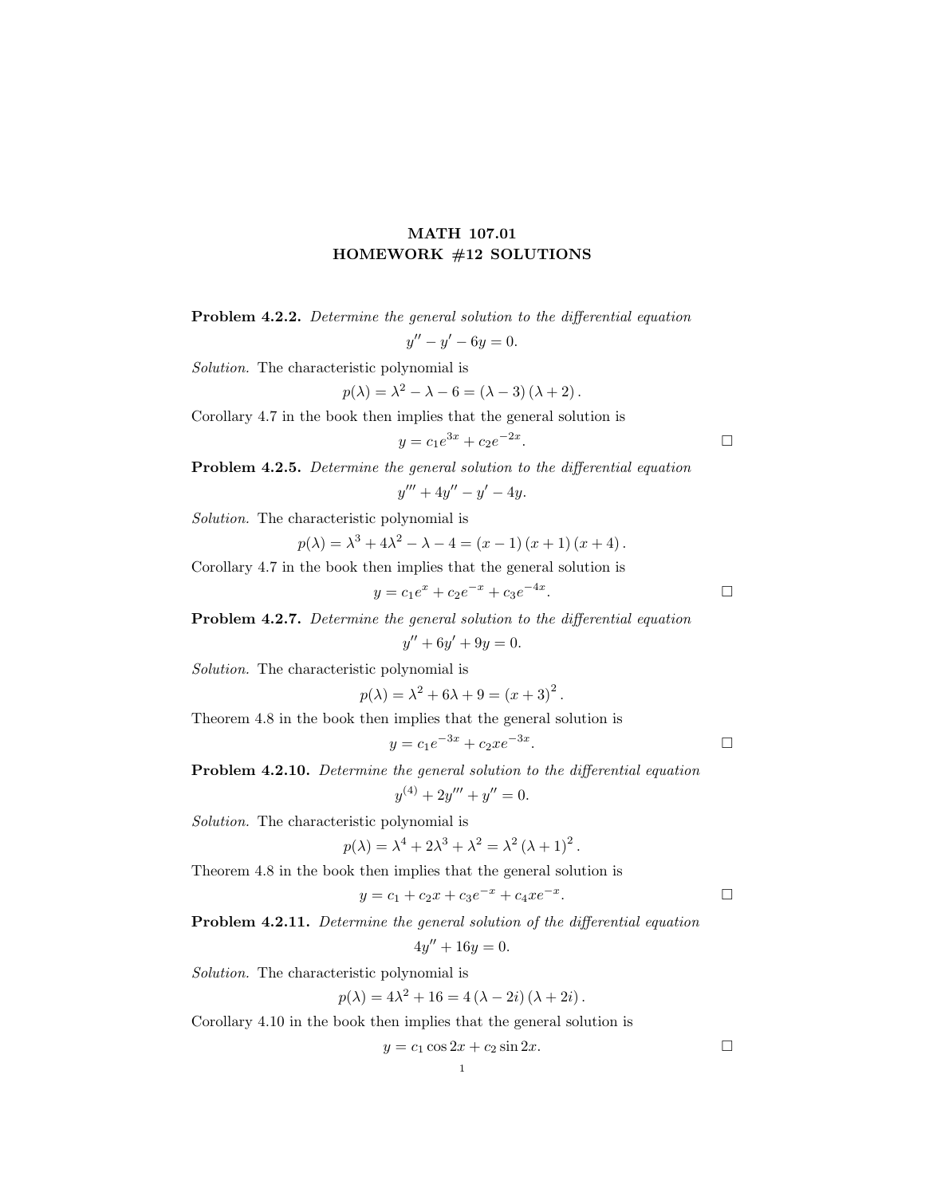# MATH 107.01
# HOMEWORK #12 SOLUTIONS

**Problem 4.2.2.** *Determine the general solution to the differential equation*

$$y'' - y' - 6y = 0.$$

*Solution.* The characteristic polynomial is

$$p(\lambda) = \lambda^2 - \lambda - 6 = (\lambda - 3)(\lambda + 2).$$

Corollary 4.7 in the book then implies that the general solution is

$$y = c_1 e^{3x} + c_2 e^{-2x}. \qquad \square$$

**Problem 4.2.5.** *Determine the general solution to the differential equation*

$$y''' + 4y'' - y' - 4y.$$

*Solution.* The characteristic polynomial is

$$p(\lambda) = \lambda^3 + 4\lambda^2 - \lambda - 4 = (x - 1)(x + 1)(x + 4).$$

Corollary 4.7 in the book then implies that the general solution is

$$y = c_1 e^{x} + c_2 e^{-x} + c_3 e^{-4x}. \qquad \square$$

**Problem 4.2.7.** *Determine the general solution to the differential equation*

$$y'' + 6y' + 9y = 0.$$

*Solution.* The characteristic polynomial is

$$p(\lambda) = \lambda^2 + 6\lambda + 9 = (x + 3)^2.$$

Theorem 4.8 in the book then implies that the general solution is

$$y = c_1 e^{-3x} + c_2 x e^{-3x}. \qquad \square$$

**Problem 4.2.10.** *Determine the general solution to the differential equation*

$$y^{(4)} + 2y''' + y'' = 0.$$

*Solution.* The characteristic polynomial is

$$p(\lambda) = \lambda^4 + 2\lambda^3 + \lambda^2 = \lambda^2 (\lambda + 1)^2.$$

Theorem 4.8 in the book then implies that the general solution is

$$y = c_1 + c_2 x + c_3 e^{-x} + c_4 x e^{-x}. \qquad \square$$

**Problem 4.2.11.** *Determine the general solution of the differential equation*

$$4y'' + 16y = 0.$$

*Solution.* The characteristic polynomial is

$$p(\lambda) = 4\lambda^2 + 16 = 4(\lambda - 2i)(\lambda + 2i).$$

Corollary 4.10 in the book then implies that the general solution is

$$y = c_1 \cos 2x + c_2 \sin 2x. \qquad \square$$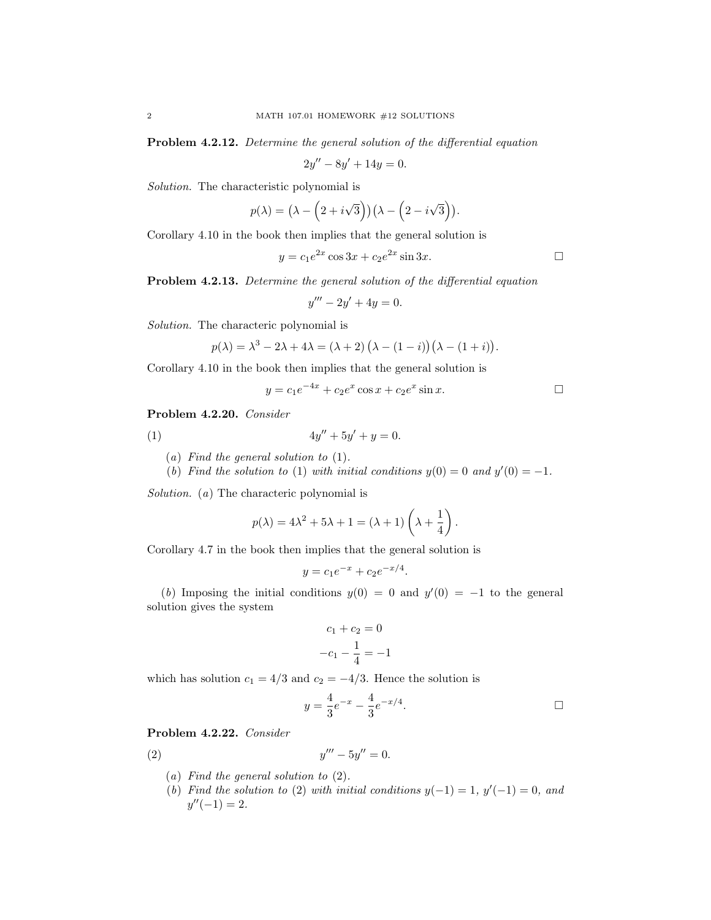**Problem 4.2.12.** *Determine the general solution of the differential equation*

$$2y'' - 8y' + 14y = 0.$$

*Solution.* The characteristic polynomial is

$$p(\lambda) = \left(\lambda - \left(2 + i\sqrt{3}\right)\right)\left(\lambda - \left(2 - i\sqrt{3}\right)\right).$$

Corollary 4.10 in the book then implies that the general solution is

$$y = c_1 e^{2x} \cos 3x + c_2 e^{2x} \sin 3x. \qquad \square$$

**Problem 4.2.13.** *Determine the general solution of the differential equation*

$$y''' - 2y' + 4y = 0.$$

*Solution.* The characteric polynomial is

$$p(\lambda) = \lambda^3 - 2\lambda + 4\lambda = (\lambda + 2)\left(\lambda - (1 - i)\right)\left(\lambda - (1 + i)\right).$$

Corollary 4.10 in the book then implies that the general solution is

$$y = c_1 e^{-4x} + c_2 e^{x} \cos x + c_2 e^{x} \sin x. \qquad \square$$

**Problem 4.2.20.** *Consider*

$$4y'' + 5y' + y = 0. \tag{1}$$

(*a*) *Find the general solution to* (1).

(*b*) *Find the solution to* (1) *with initial conditions* $y(0) = 0$ *and* $y'(0) = -1$.

*Solution.* (*a*) The characteric polynomial is

$$p(\lambda) = 4\lambda^2 + 5\lambda + 1 = (\lambda + 1)\left(\lambda + \frac{1}{4}\right).$$

Corollary 4.7 in the book then implies that the general solution is

$$y = c_1 e^{-x} + c_2 e^{-x/4}.$$

(*b*) Imposing the initial conditions $y(0) = 0$ and $y'(0) = -1$ to the general solution gives the system

$$c_1 + c_2 = 0$$
$$-c_1 - \frac{1}{4} = -1$$

which has solution $c_1 = 4/3$ and $c_2 = -4/3$. Hence the solution is

$$y = \frac{4}{3} e^{-x} - \frac{4}{3} e^{-x/4}. \qquad \square$$

**Problem 4.2.22.** *Consider*

$$y''' - 5y'' = 0. \tag{2}$$

(*a*) *Find the general solution to* (2).

(*b*) *Find the solution to* (2) *with initial conditions* $y(-1) = 1$, $y'(-1) = 0$, *and* $y''(-1) = 2$.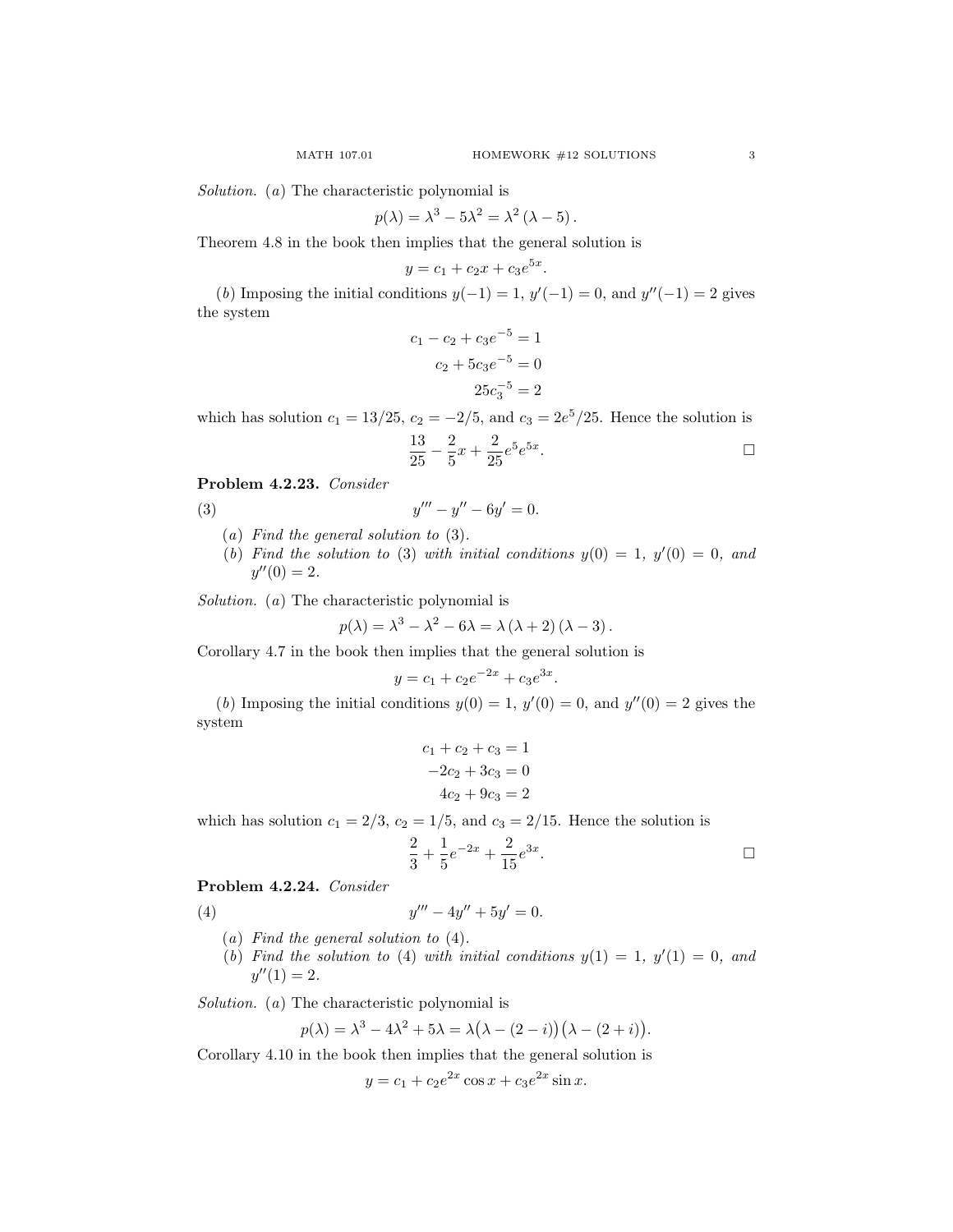*Solution.* (*a*) The characteristic polynomial is

$$p(\lambda) = \lambda^3 - 5\lambda^2 = \lambda^2 (\lambda - 5).$$

Theorem 4.8 in the book then implies that the general solution is

$$y = c_1 + c_2 x + c_3 e^{5x}.$$

(*b*) Imposing the initial conditions $y(-1) = 1$, $y'(-1) = 0$, and $y''(-1) = 2$ gives the system

$$\begin{aligned} c_1 - c_2 + c_3 e^{-5} &= 1 \\ c_2 + 5c_3 e^{-5} &= 0 \\ 25c_3^{-5} &= 2 \end{aligned}$$

which has solution $c_1 = 13/25$, $c_2 = -2/5$, and $c_3 = 2e^5/25$. Hence the solution is

$$\frac{13}{25} - \frac{2}{5}x + \frac{2}{25}e^5 e^{5x}.$$

□

**Problem 4.2.23.** *Consider*

$$y''' - y'' - 6y' = 0. \tag{3}$$

(*a*) *Find the general solution to* (3).

(*b*) *Find the solution to* (3) *with initial conditions* $y(0) = 1$, $y'(0) = 0$, *and* $y''(0) = 2$.

*Solution.* (*a*) The characteristic polynomial is

$$p(\lambda) = \lambda^3 - \lambda^2 - 6\lambda = \lambda(\lambda + 2)(\lambda - 3).$$

Corollary 4.7 in the book then implies that the general solution is

$$y = c_1 + c_2 e^{-2x} + c_3 e^{3x}.$$

(*b*) Imposing the initial conditions $y(0) = 1$, $y'(0) = 0$, and $y''(0) = 2$ gives the system

$$\begin{aligned} c_1 + c_2 + c_3 &= 1 \\ -2c_2 + 3c_3 &= 0 \\ 4c_2 + 9c_3 &= 2 \end{aligned}$$

which has solution $c_1 = 2/3$, $c_2 = 1/5$, and $c_3 = 2/15$. Hence the solution is

$$\frac{2}{3} + \frac{1}{5}e^{-2x} + \frac{2}{15}e^{3x}.$$

□

**Problem 4.2.24.** *Consider*

$$y''' - 4y'' + 5y' = 0. \tag{4}$$

(*a*) *Find the general solution to* (4).

(*b*) *Find the solution to* (4) *with initial conditions* $y(1) = 1$, $y'(1) = 0$, *and* $y''(1) = 2$.

*Solution.* (*a*) The characteristic polynomial is

$$p(\lambda) = \lambda^3 - 4\lambda^2 + 5\lambda = \lambda\big(\lambda - (2 - i)\big)\big(\lambda - (2 + i)\big).$$

Corollary 4.10 in the book then implies that the general solution is

$$y = c_1 + c_2 e^{2x} \cos x + c_3 e^{2x} \sin x.$$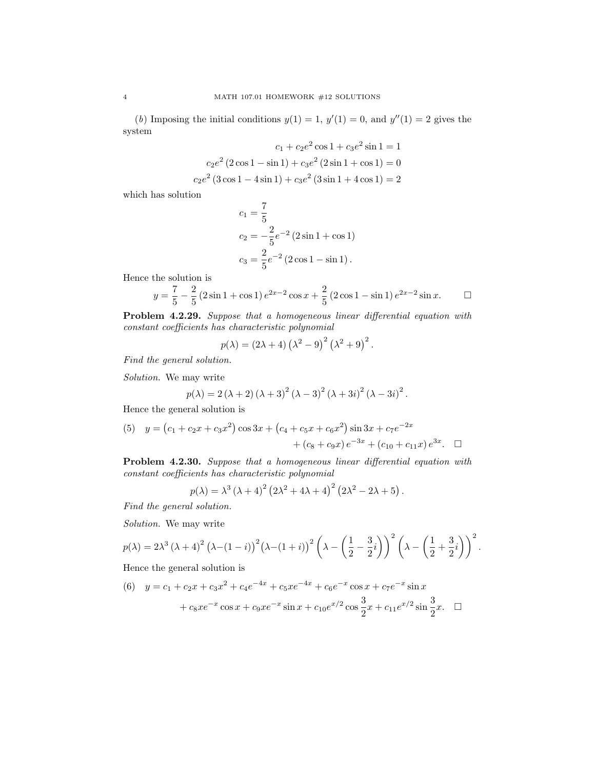($b$) Imposing the initial conditions $y(1) = 1$, $y'(1) = 0$, and $y''(1) = 2$ gives the system

$$
\begin{aligned}
c_1 + c_2 e^2 \cos 1 + c_3 e^2 \sin 1 &= 1 \\
c_2 e^2 (2\cos 1 - \sin 1) + c_3 e^2 (2 \sin 1 + \cos 1) &= 0 \\
c_2 e^2 (3 \cos 1 - 4 \sin 1) + c_3 e^2 (3 \sin 1 + 4 \cos 1) &= 2
\end{aligned}
$$

which has solution

$$
\begin{aligned}
c_1 &= \frac{7}{5} \\
c_2 &= -\frac{2}{5} e^{-2} (2 \sin 1 + \cos 1) \\
c_3 &= \frac{2}{5} e^{-2} (2 \cos 1 - \sin 1).
\end{aligned}
$$

Hence the solution is

$$
y = \frac{7}{5} - \frac{2}{5} (2 \sin 1 + \cos 1) e^{2x-2} \cos x + \frac{2}{5} (2 \cos 1 - \sin 1) e^{2x-2} \sin x. \qquad \square
$$

**Problem 4.2.29.** *Suppose that a homogeneous linear differential equation with constant coefficients has characteristic polynomial*

$$
p(\lambda) = (2\lambda + 4) \left(\lambda^2 - 9\right)^2 \left(\lambda^2 + 9\right)^2.
$$

*Find the general solution.*

*Solution.* We may write

$$
p(\lambda) = 2 (\lambda + 2) (\lambda + 3)^2 (\lambda - 3)^2 (\lambda + 3i)^2 (\lambda - 3i)^2.
$$

Hence the general solution is

$$
\begin{aligned}
(5) \quad y = \left(c_1 + c_2 x + c_3 x^2\right) \cos 3x + \left(c_4 + c_5 x + c_6 x^2\right) \sin 3x + c_7 e^{-2x} \\
+ (c_8 + c_9 x) e^{-3x} + (c_{10} + c_{11} x) e^{3x}. \quad \square
\end{aligned}
$$

**Problem 4.2.30.** *Suppose that a homogeneous linear differential equation with constant coefficients has characteristic polynomial*

$$
p(\lambda) = \lambda^3 (\lambda + 4)^2 \left(2\lambda^2 + 4\lambda + 4\right)^2 \left(2\lambda^2 - 2\lambda + 5\right).
$$

*Find the general solution.*

*Solution.* We may write

$$
p(\lambda) = 2\lambda^3 (\lambda + 4)^2 \big(\lambda - (1 - i)\big)^2 \big(\lambda - (1 + i)\big)^2 \left(\lambda - \left(\frac{1}{2} - \frac{3}{2} i\right)\right)^2 \left(\lambda - \left(\frac{1}{2} + \frac{3}{2} i\right)\right)^2.
$$

Hence the general solution is

$$
\begin{aligned}
(6) \quad y = c_1 + c_2 x + c_3 x^2 + c_4 e^{-4x} + c_5 x e^{-4x} + c_6 e^{-x} \cos x + c_7 e^{-x} \sin x \\
+ c_8 x e^{-x} \cos x + c_9 x e^{-x} \sin x + c_{10} e^{x/2} \cos \frac{3}{2} x + c_{11} e^{x/2} \sin \frac{3}{2} x. \quad \square
\end{aligned}
$$